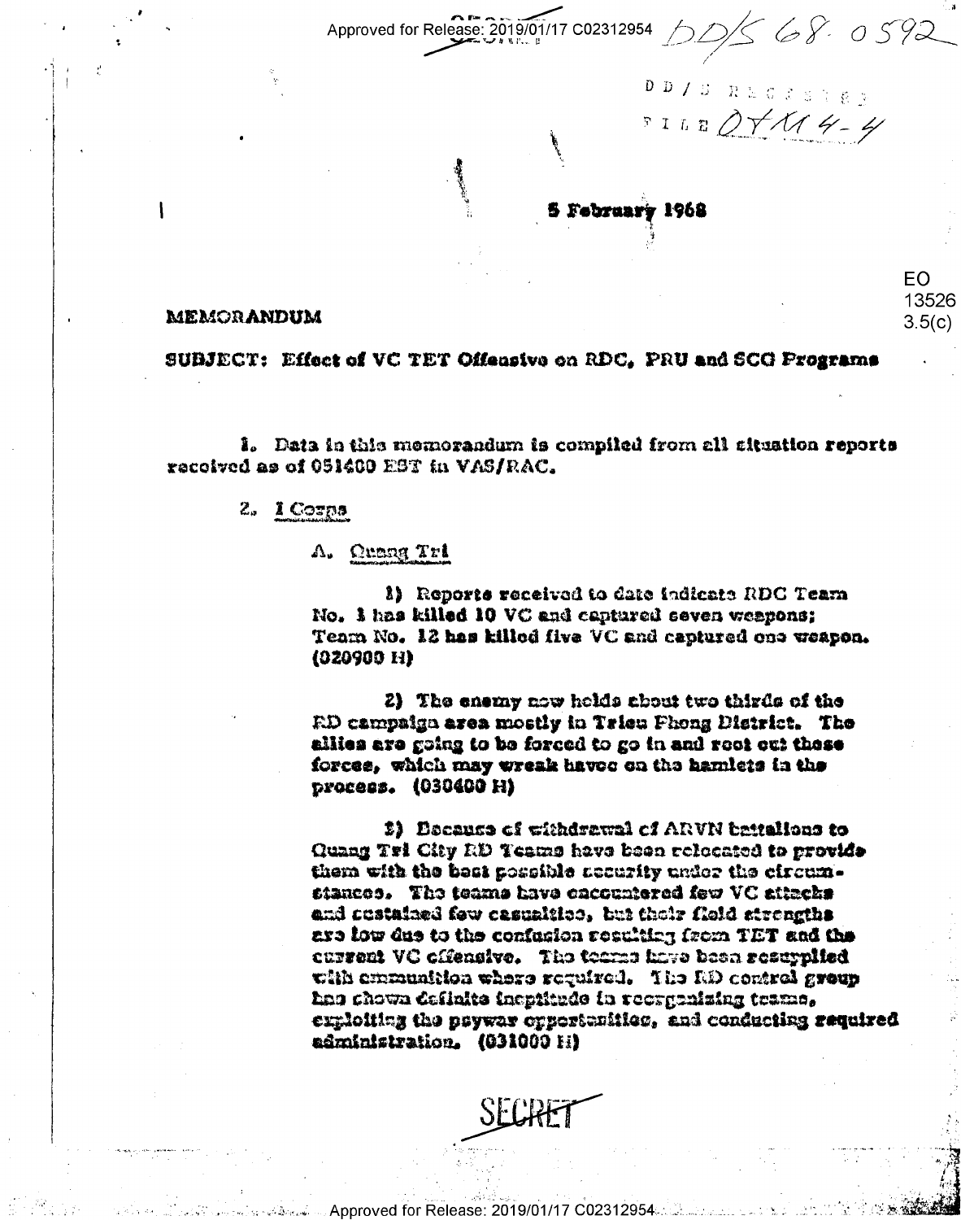DD/S 68-0592

DD/S REGISTRY
FILE 07114-4

5 February 1968

EO 13526 3.5(c)

MEMORANDUM

SUBJECT: Effect of VC TET Offensive on RDC, PRU and SCG Programs

1. Data in this memorandum is compiled from all situation reports received as of 051400 EST in VAS/RAC.

2. I Corps

A. Quang Tri

1) Reports received to date indicate RDC Team No. 1 has killed 10 VC and captured seven weapons; Team No. 12 has killed five VC and captured one weapon. (020900 H)

2) The enemy now holds about two thirds of the RD campaign area mostly in Trieu Phong District. The allies are going to be forced to go in and root out these forces, which may wreak havoc on the hamlets in the process. (030400 H)

3) Because of withdrawal of ARVN battalions to Quang Tri City RD Teams have been relocated to provide them with the best possible security under the circumstances. The teams have encountered few VC attacks and sustained few casualties, but their field strengths are low due to the confusion resulting from TET and the current VC offensive. The teams have been resupplied with ammunition where required. The RD control group has shown definite ineptitude in reorganizing teams, exploiting the psywar opportunities, and conducting required administration. (031000 H)

SECRET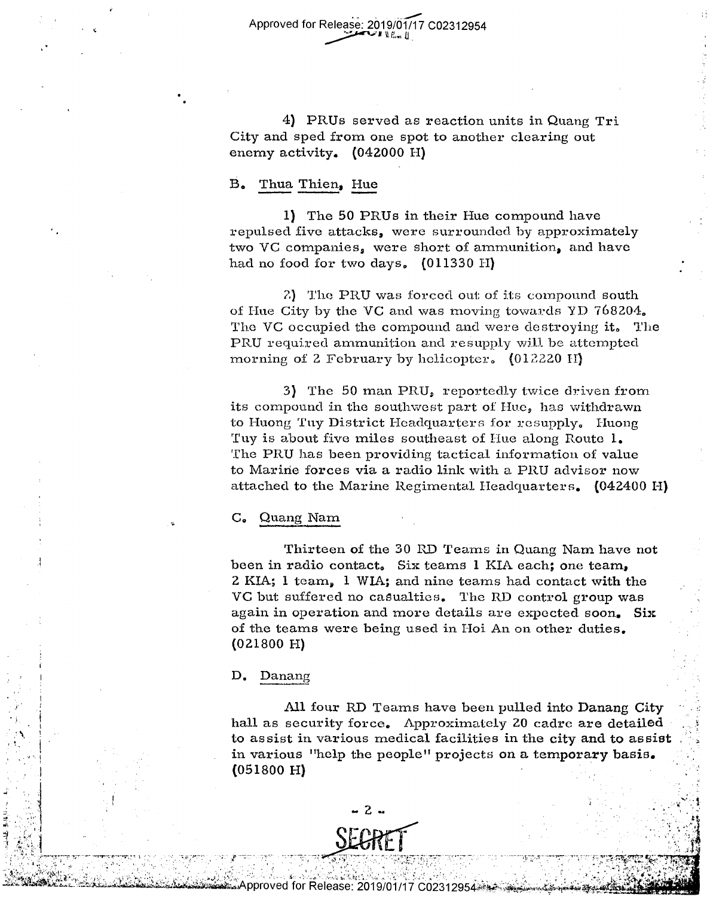4) PRUs served as reaction units in Quang Tri City and sped from one spot to another clearing out enemy activity. (042000 H)

B. Thua Thien, Hue

1) The 50 PRUs in their Hue compound have repulsed five attacks, were surrounded by approximately two VC companies, were short of ammunition, and have had no food for two days. (011330 H)

2) The PRU was forced out of its compound south of Hue City by the VC and was moving towards YD 768204. The VC occupied the compound and were destroying it. The PRU required ammunition and resupply will be attempted morning of 2 February by helicopter. (012220 H)

3) The 50 man PRU, reportedly twice driven from its compound in the southwest part of Hue, has withdrawn to Huong Tuy District Headquarters for resupply. Huong Tuy is about five miles southeast of Hue along Route 1. The PRU has been providing tactical information of value to Marine forces via a radio link with a PRU advisor now attached to the Marine Regimental Headquarters. (042400 H)

C. Quang Nam

Thirteen of the 30 RD Teams in Quang Nam have not been in radio contact. Six teams 1 KIA each; one team, 2 KIA; 1 team, 1 WIA; and nine teams had contact with the VC but suffered no casualties. The RD control group was again in operation and more details are expected soon. Six of the teams were being used in Hoi An on other duties. (021800 H)

D. Danang

All four RD Teams have been pulled into Danang City hall as security force. Approximately 20 cadre are detailed to assist in various medical facilities in the city and to assist in various "help the people" projects on a temporary basis. (051800 H)

SECRET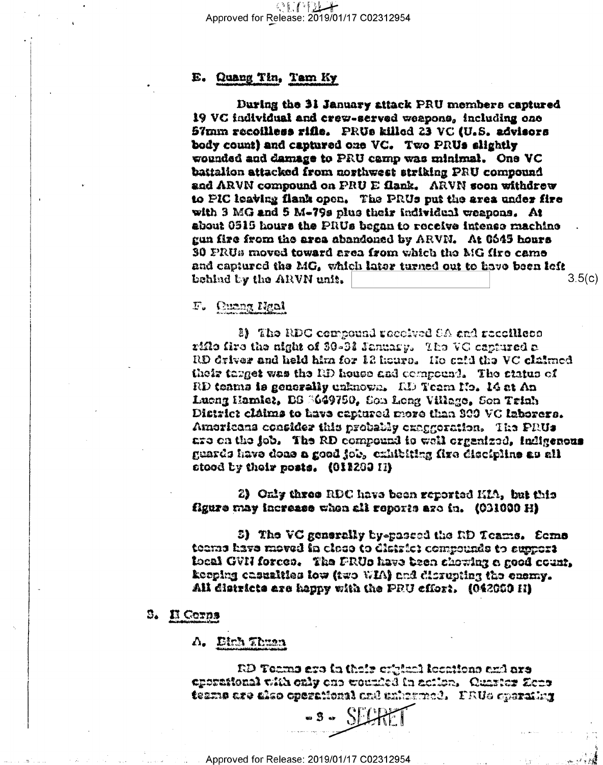### E. Quang Tin, Tam Ky

During the 31 January attack PRU members captured 19 VC individual and crew-served weapons, including one 57mm recoilless rifle. PRUs killed 23 VC (U.S. advisors body count) and captured one VC. Two PRUs slightly wounded and damage to PRU camp was minimal. One VC battalion attacked from northwest striking PRU compound and ARVN compound on PRU E flank. ARVN soon withdrew to PIC leaving flank open. The PRUs put the area under fire with 3 MG and 5 M-79s plus their individual weapons. At about 0515 hours the PRUs began to receive intense machine gun fire from the area abandoned by ARVN. At 0645 hours 30 PRUs moved toward area from which the MG fire came and captured the MG, which later turned out to have been left behind by the ARVN unit. [redacted] 3.5(c)

### F. Quang Ngai

1) The RDC compound received SA and recoilless rifle fire the night of 30-31 January. The VC captured a RD driver and held him for 12 hours. He said the VC claimed their target was the RD house and compound. The status of RD teams is generally unknown. RD Team No. 14 at An Luong Hamlet, BS ?649750, Son Long Village, Son Trinh District claims to have captured more than 300 VC laborers. Americans consider this probably exaggeration. The PRUs are on the job. The RD compound is well organized, indigenous guards have done a good job, exhibiting fire discipline as all stood by their posts. (011200 H)

2) Only three RDC have been reported KIA, but this figure may increase when all reports are in. (031000 H)

3) The VC generally by-passed the RD Teams. Some teams have moved in close to district compounds to support local GVN forces. The PRUs have been showing a good count, keeping casualties low (two WIA) and disrupting the enemy. All districts are happy with the PRU effort. (042000 H)

## 3. II Corps

### A. Binh Thuan

RD Teams are in their original locations and are operational with only one wounded in action. Quarter Zone teams are also operational and unharmed. PRUs operating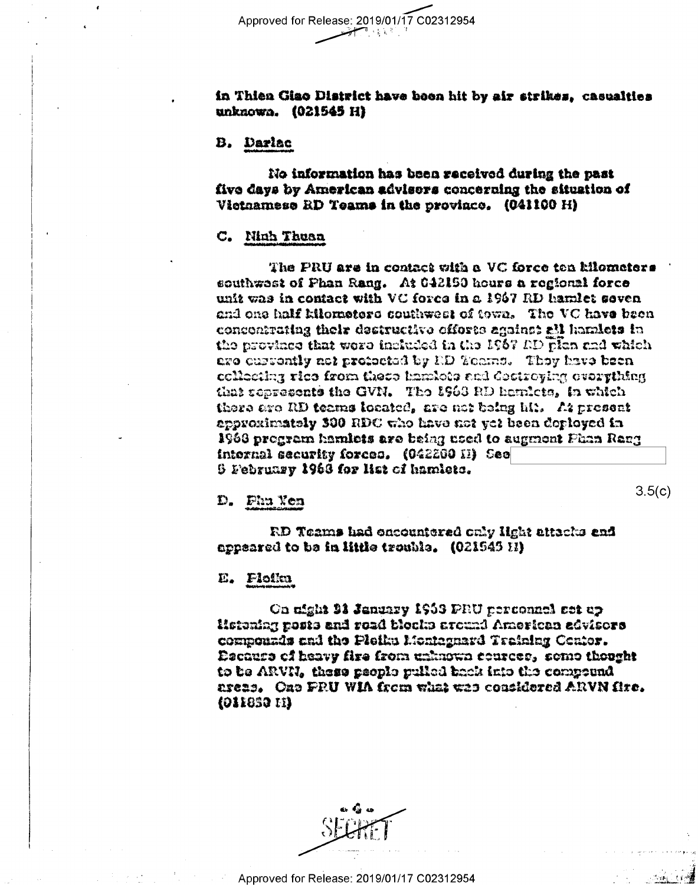in Thien Giao District have been hit by air strikes, casualties unknown. (021545 H)

B. Darlac

No information has been received during the past five days by American advisers concerning the situation of Vietnamese RD Teams in the province. (041100 H)

C. Ninh Thuan

The PRU are in contact with a VC force ten kilometers southwest of Phan Rang. At 042150 hours a regional force unit was in contact with VC force in a 1967 RD hamlet seven and one half kilometers southwest of town. The VC have been concentrating their destructive efforts against all hamlets in the province that were included in the 1967 RD plan and which are currently not protected by RD Teams. They have been collecting rice from these hamlets and destroying everything that represents the GVN. The 1968 RD hamlets, in which there are RD teams located, are not being hit. At present approximately 300 RDC who have not yet been deployed in 1968 program hamlets are being used to augment Phan Rang internal security forces. (042200 H) See [redacted] 5 February 1968 for list of hamlets.

3.5(c)

D. Phu Yen

RD Teams had encountered only light attacks and appeared to be in little trouble. (021545 H)

E. Pleiku

On night 31 January 1968 PRU personnel set up listening posts and road blocks around American advisors compounds and the Pleiku Montagnard Training Center. Because of heavy fire from unknown sources, some thought to be ARVN, these people pulled back into the compound areas. One PRU WIA from what was considered ARVN fire. (011830 H)

SECRET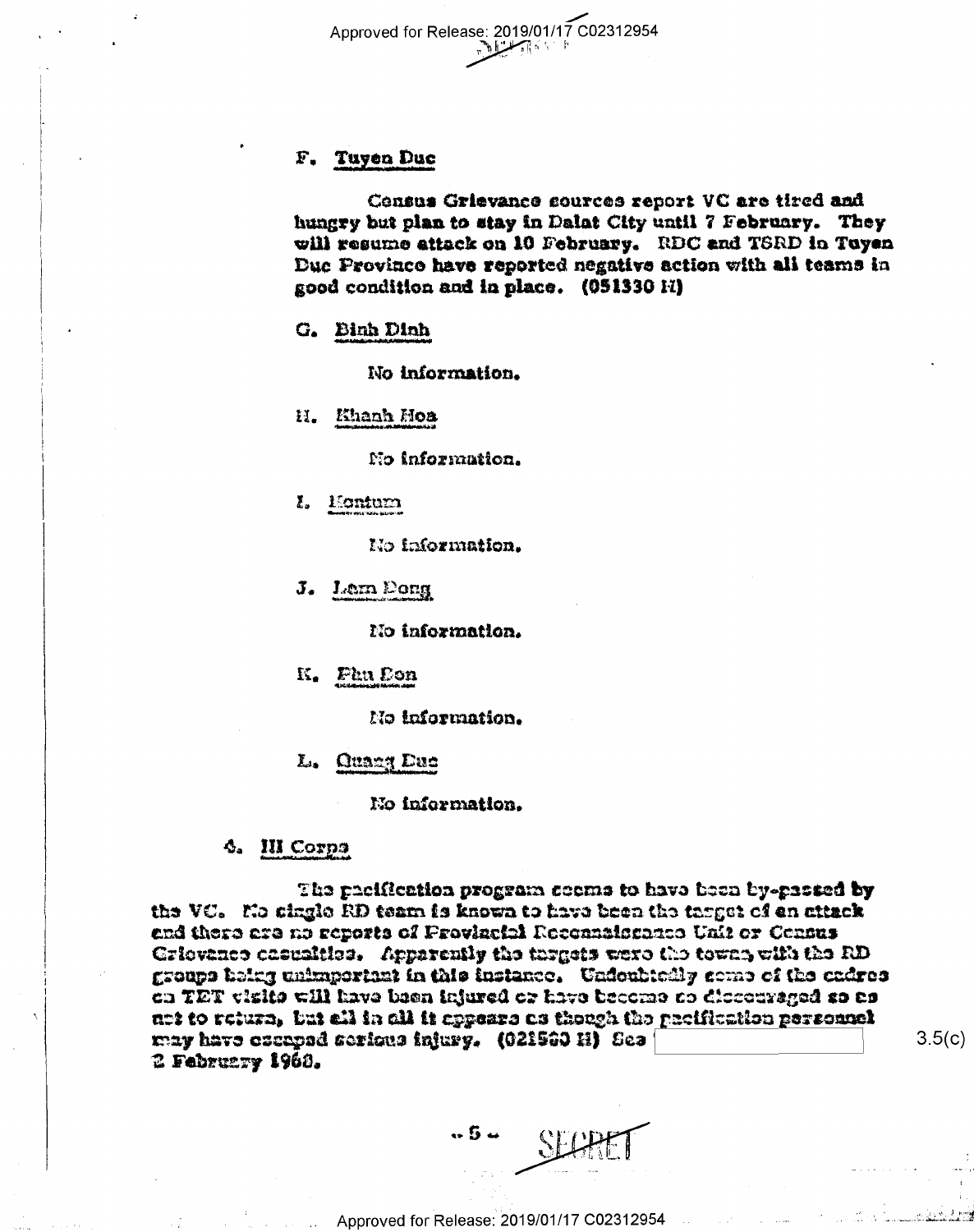F. <u>Tuyen Duc</u>

Census Grievance sources report VC are tired and hungry but plan to stay in Dalat City until 7 February. They will resume attack on 10 February. RDC and TSRD in Tuyen Duc Province have reported negative action with all teams in good condition and in place. (051330 H)

G. <u>Binh Dinh</u>

No information.

H. <u>Khanh Hoa</u>

No information.

I. <u>Kontum</u>

No information.

J. <u>Lam Dong</u>

No information.

K. <u>Phu Bon</u>

No information.

L. <u>Quang Duc</u>

No information.

4. <u>III Corps</u>

The pacification program seems to have been by-passed by the VC. No single RD team is known to have been the target of an attack and there are no reports of Provincial Reconnaissance Unit or Census Grievance casualties. Apparently the targets were the towns, with the RD groups being unimportant in this instance. Undoubtedly some of the cadres on TET visits will have been injured or have become so discouraged so as not to return, but all in all it appears as though the pacification personnel may have escaped serious injury. (021500 H) See [redacted] 3.5(c) 2 February 1968.

SECRET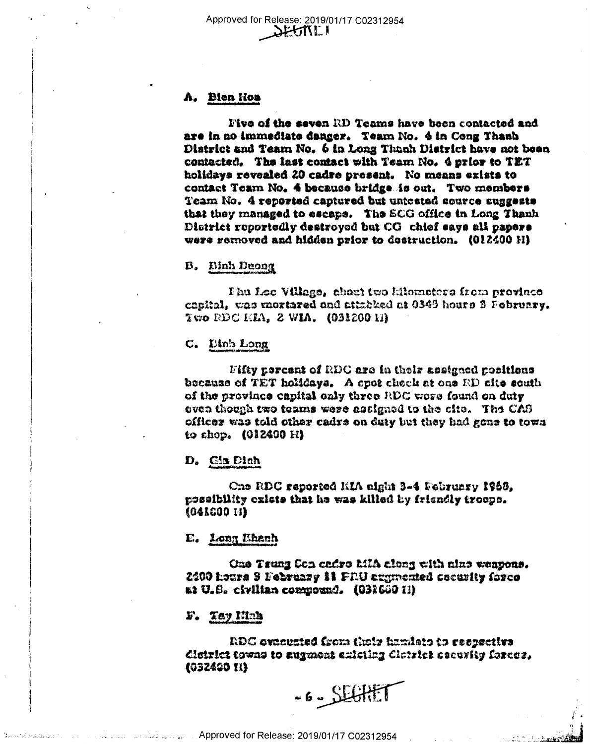SECRET

A. Bien Hoa

Five of the seven RD Teams have been contacted and are in no immediate danger. Team No. 4 in Cong Thanh District and Team No. 6 in Long Thanh District have not been contacted. The last contact with Team No. 4 prior to TET holidays revealed 20 cadre present. No means exists to contact Team No. 4 because bridge is out. Two members Team No. 4 reported captured but untested source suggests that they managed to escape. The SCG office in Long Thanh District reportedly destroyed but CG chief says all papers were removed and hidden prior to destruction. (012400 H)

B. Binh Duong

Phu Loc Village, about two kilometers from province capital, was mortared and attacked at 0345 hours 3 February. Two RDC KIA, 2 WIA. (031200 H)

C. Binh Long

Fifty percent of RDC are in their assigned positions because of TET holidays. A spot check at one RD site south of the province capital only three RDC were found on duty even though two teams were assigned to the site. The CAS officer was told other cadre on duty but they had gone to town to shop. (012400 H)

D. Gia Dinh

One RDC reported KIA night 3-4 February 1968, possibility exists that he was killed by friendly troops. (041600 H)

E. Long Khanh

One Truong Son cadre MIA along with nine weapons. 2400 hours 3 February 11 PRU augmented security force at U.S. civilian compound. (031600 H)

F. Tay Ninh

RDC evacuated from their hamlets to respective district towns to augment existing district security forces. (032400 H)

- 6 - SECRET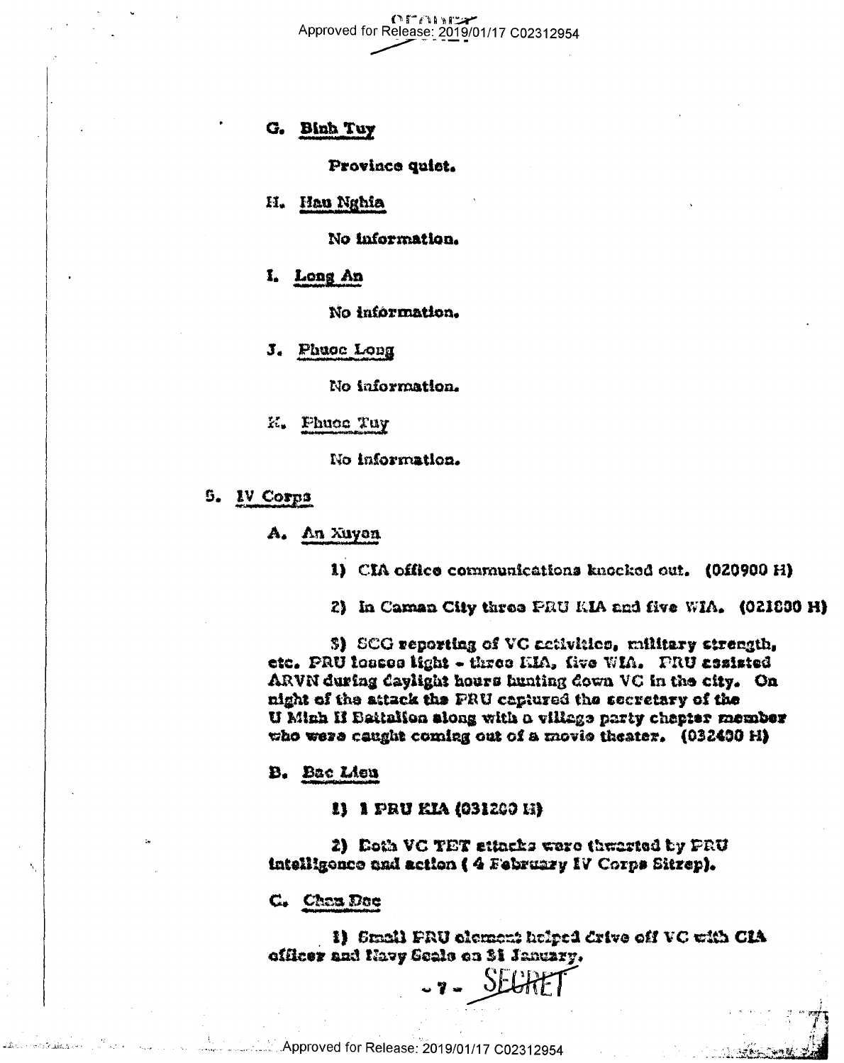G. Binh Tuy

Province quiet.

H. Hau Nghia

No information.

I. Long An

No information.

J. Phuoc Long

No information.

K. Phuoc Tuy

No information.

5. IV Corps

A. An Xuyen

1) CIA office communications knocked out. (020900 H)

2) In Camau City three PRU KIA and five WIA. (021800 H)

3) SCG reporting of VC activities, military strength, etc. PRU losses light - three KIA, five WIA. PRU assisted ARVN during daylight hours hunting down VC in the city. On night of the attack the PRU captured the secretary of the U Minh II Battalion along with a village party chapter member who were caught coming out of a movie theater. (032400 H)

B. Bac Lieu

1) 1 PRU KIA (031200 H)

2) Both VC TET attacks were thwarted by PRU intelligence and action ( 4 February IV Corps Sitrep).

C. Chau Doc

1) Small PRU element helped drive off VC with CIA officer and Navy Seals on 31 January.

SECRET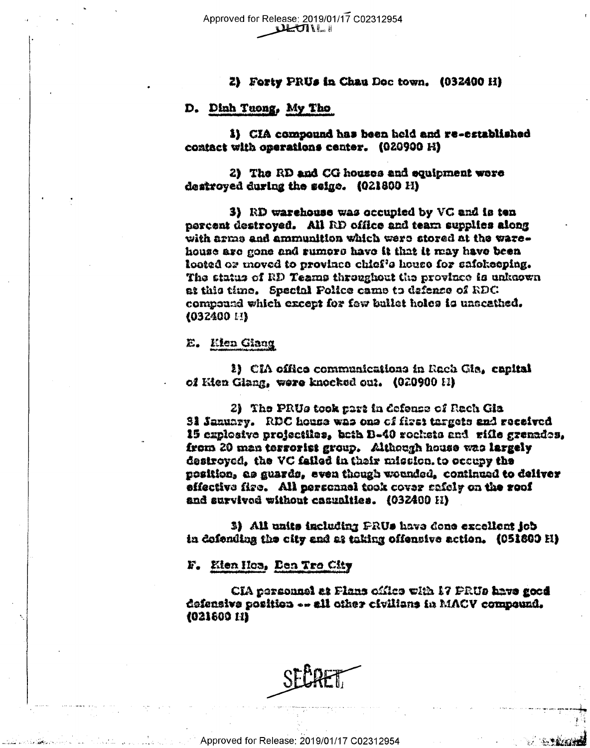2) Forty PRUs in Chau Doc town. (032400 H)

D. Dinh Tuong, My Tho

1) CIA compound has been held and re-established contact with operations center. (020900 H)

2) The RD and CG houses and equipment were destroyed during the seige. (021800 H)

3) RD warehouse was occupied by VC and is ten percent destroyed. All RD office and team supplies along with arms and ammunition which were stored at the warehouse are gone and rumors have it that it may have been looted or moved to province chief's house for safekeeping. The status of RD Teams throughout the province is unknown at this time. Special Police came to defense of RDC compound which except for few bullet holes is unscathed. (032400 H)

E. Kien Giang

1) CIA office communications in Rach Gia, capital of Kien Giang, were knocked out. (020900 H)

2) The PRUs took part in defense of Rach Gia 31 January. RDC house was one of first targets and received 15 explosive projectiles, both B-40 rockets and rifle grenades, from 20 man terrorist group. Although house was largely destroyed, the VC failed in their mission to occupy the position, as guards, even though wounded, continued to deliver effective fire. All personnel took cover safely on the roof and survived without casualties. (032400 H)

3) All units including PRUs have done excellent job in defending the city and at taking offensive action. (051600 H)

F. Kien Hoa, Ben Tre City

CIA personnel at Plans office with 17 PRUs have good defensive position -- all other civilians in MACV compound. (021600 H)

SECRET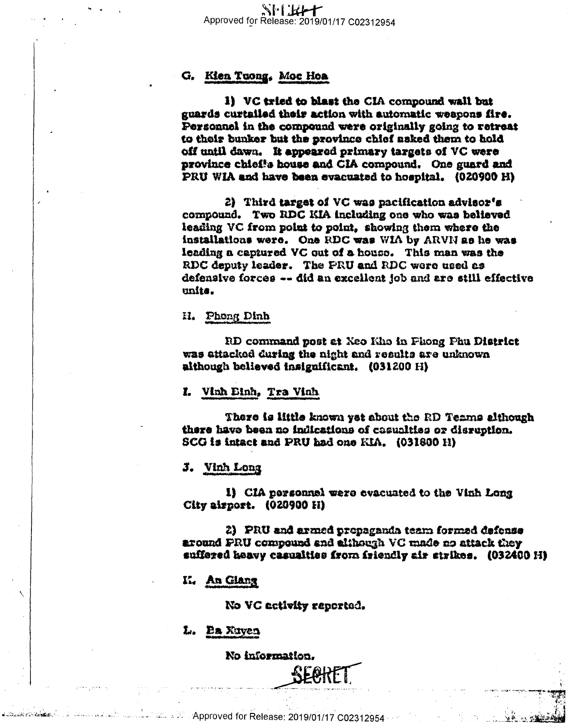G. Kien Tuong, Moc Hoa

1) VC tried to blast the CIA compound wall but guards curtailed their action with automatic weapons fire. Personnel in the compound were originally going to retreat to their bunker but the province chief asked them to hold off until dawn. It appeared primary targets of VC were province chief's house and CIA compound. One guard and PRU WIA and have been evacuated to hospital. (020900 H)

2) Third target of VC was pacification advisor's compound. Two RDC KIA including one who was believed leading VC from point to point, showing them where the installations were. One RDC was WIA by ARVN as he was leading a captured VC out of a house. This man was the RDC deputy leader. The PRU and RDC were used as defensive forces -- did an excellent job and are still effective units.

H. Phong Dinh

RD command post at Xeo Kho in Phong Phu District was attacked during the night and results are unknown although believed insignificant. (031200 H)

I. Vinh Binh, Tra Vinh

There is little known yet about the RD Teams although there have been no indications of casualties or disruption. SCG is intact and PRU had one KIA. (031600 H)

J. Vinh Long

1) CIA personnel were evacuated to the Vinh Long City airport. (020900 H)

2) PRU and armed propaganda team formed defense around PRU compound and although VC made no attack they suffered heavy casualties from friendly air strikes. (032400 H)

K. An Giang

No VC activity reported.

L. Ba Xuyen

No information.

SECRET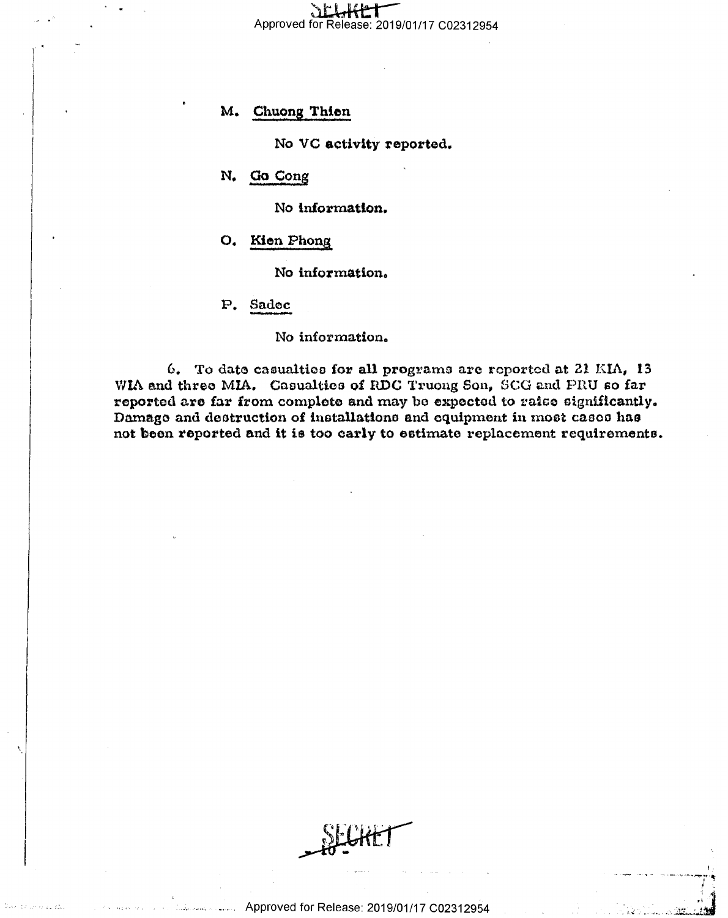M. Chuong Thien

No VC activity reported.

N. Go Cong

No information.

O. Kien Phong

No information.

P. Sadec

No information.

6. To date casualties for all programs are reported at 21 KIA, 13 WIA and three MIA. Casualties of RDC Truong Son, SCG and PRU so far reported are far from complete and may be expected to raise significantly. Damage and destruction of installations and equipment in most cases has not been reported and it is too early to estimate replacement requirements.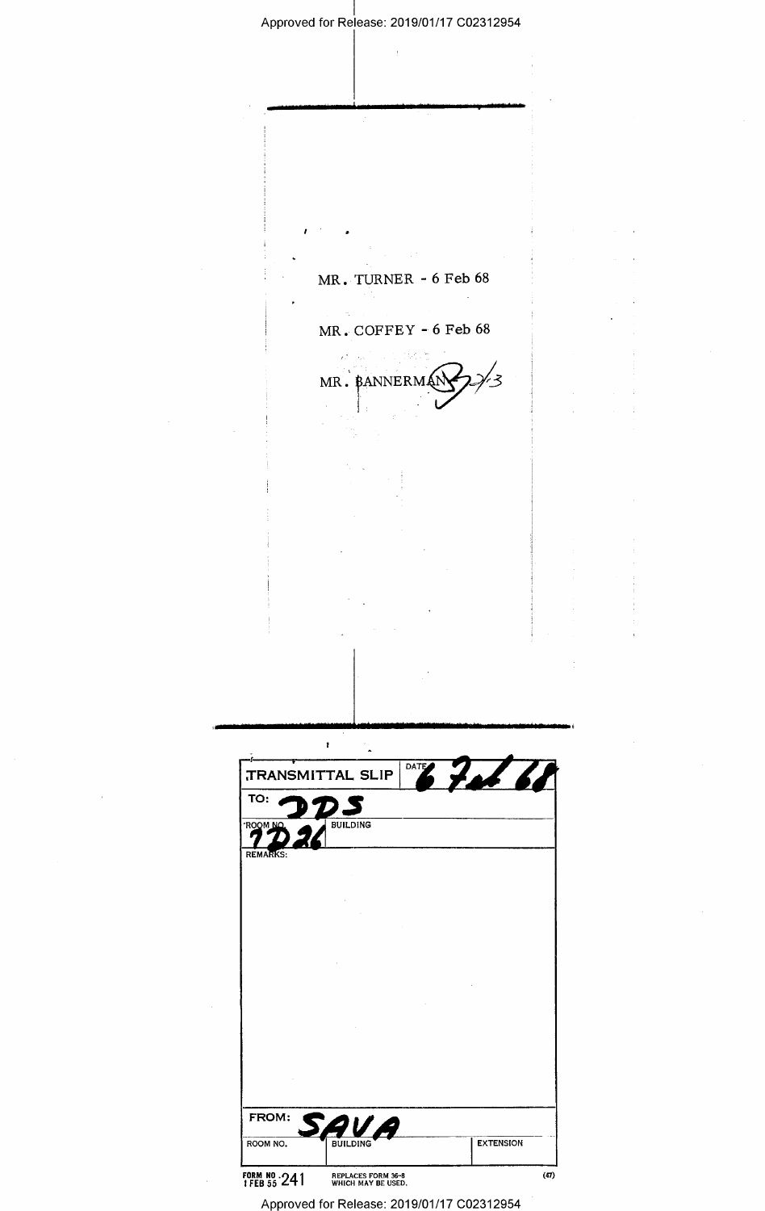MR. TURNER - 6 Feb 68

MR. COFFEY - 6 Feb 68

MR. BANNERMAN 2/3

| TRANSMITTAL SLIP | DATE 6 Feb 68 |
| --- | --- |
| TO: DDS | |
| ROOM NO. 7D26 | BUILDING |
| REMARKS: | |
| FROM: SAVA | |
| ROOM NO. | BUILDING | EXTENSION |

FORM NO. 241 1 FEB 55 REPLACES FORM 36-8 WHICH MAY BE USED. (47)